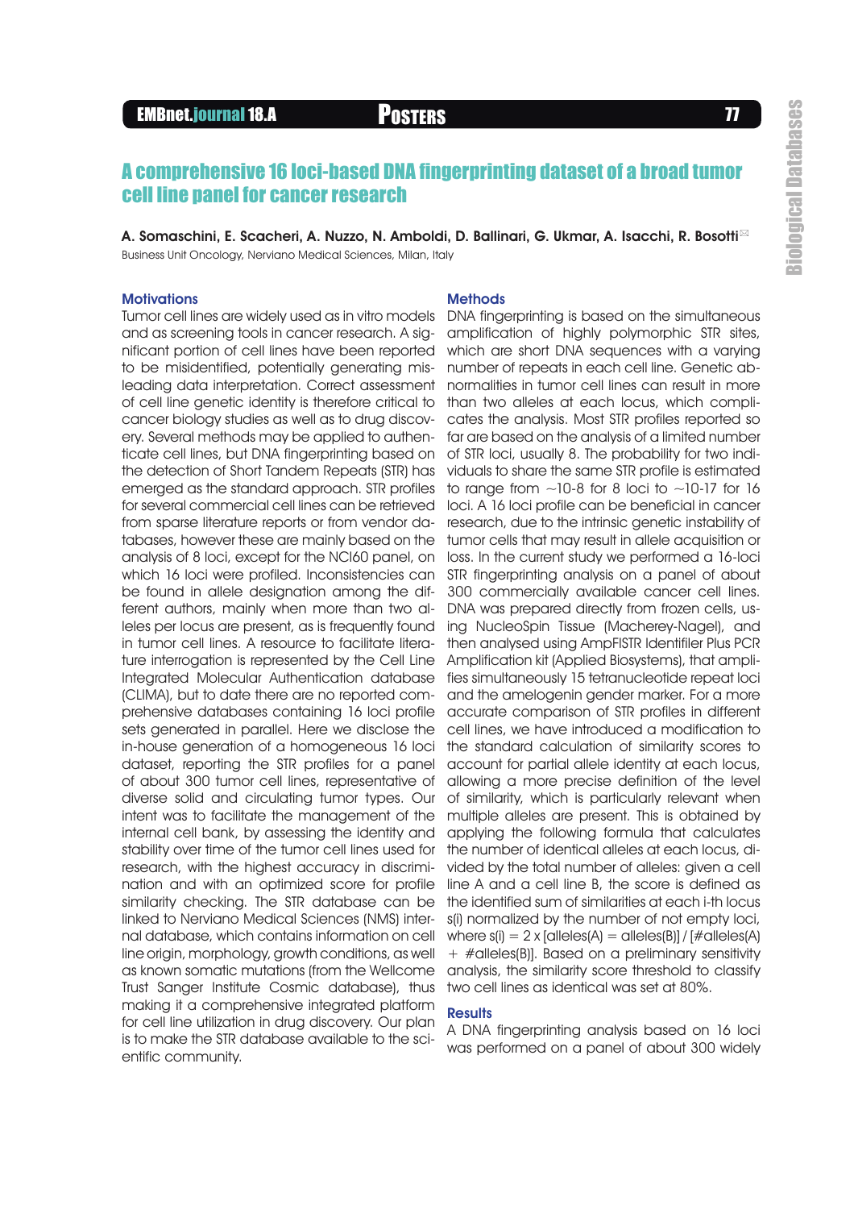# A comprehensive 16 loci-based DNA fingerprinting dataset of a broad tumor cell line panel for cancer research

**A. Somaschini, E. Scacheri, A. Nuzzo, N. Amboldi, D. Ballinari, G. Ukmar, A. Isacchi, R. Bosotti**

Business Unit Oncology, Nerviano Medical Sciences, Milan, Italy

## Motivations

Tumor cell lines are widely used as in vitro models and as screening tools in cancer research. A significant portion of cell lines have been reported to be misidentified, potentially generating misleading data interpretation. Correct assessment of cell line genetic identity is therefore critical to cancer biology studies as well as to drug discovery. Several methods may be applied to authenticate cell lines, but DNA fingerprinting based on the detection of Short Tandem Repeats (STR) has emerged as the standard approach. STR profiles for several commercial cell lines can be retrieved from sparse literature reports or from vendor databases, however these are mainly based on the analysis of 8 loci, except for the NCI60 panel, on which 16 loci were profiled. Inconsistencies can be found in allele designation among the different authors, mainly when more than two alleles per locus are present, as is frequently found in tumor cell lines. A resource to facilitate literature interrogation is represented by the Cell Line Integrated Molecular Authentication database (CLIMA), but to date there are no reported comprehensive databases containing 16 loci profile sets generated in parallel. Here we disclose the in-house generation of a homogeneous 16 loci dataset, reporting the STR profiles for a panel of about 300 tumor cell lines, representative of diverse solid and circulating tumor types. Our intent was to facilitate the management of the internal cell bank, by assessing the identity and stability over time of the tumor cell lines used for research, with the highest accuracy in discrimination and with an optimized score for profile similarity checking. The STR database can be linked to Nerviano Medical Sciences (NMS) internal database, which contains information on cell line origin, morphology, growth conditions, as well as known somatic mutations (from the Wellcome Trust Sanger Institute Cosmic database), thus making it a comprehensive integrated platform for cell line utilization in drug discovery. Our plan is to make the STR database available to the scientific community.

## Methods

DNA fingerprinting is based on the simultaneous amplification of highly polymorphic STR sites, which are short DNA sequences with a varying number of repeats in each cell line. Genetic abnormalities in tumor cell lines can result in more than two alleles at each locus, which complicates the analysis. Most STR profiles reported so far are based on the analysis of a limited number of STR loci, usually 8. The probability for two individuals to share the same STR profile is estimated to range from ~10-8 for 8 loci to ~10-17 for 16 loci. A 16 loci profile can be beneficial in cancer research, due to the intrinsic genetic instability of tumor cells that may result in allele acquisition or loss. In the current study we performed a 16-loci STR fingerprinting analysis on a panel of about 300 commercially available cancer cell lines. DNA was prepared directly from frozen cells, using NucleoSpin Tissue (Macherey-Nagel), and then analysed using AmpFlSTR Identifiler Plus PCR Amplification kit (Applied Biosystems), that amplifies simultaneously 15 tetranucleotide repeat loci and the amelogenin gender marker. For a more accurate comparison of STR profiles in different cell lines, we have introduced a modification to the standard calculation of similarity scores to account for partial allele identity at each locus, allowing a more precise definition of the level of similarity, which is particularly relevant when multiple alleles are present. This is obtained by applying the following formula that calculates the number of identical alleles at each locus, divided by the total number of alleles: given a cell line A and a cell line B, the score is defined as the identified sum of similarities at each i-th locus s(i) normalized by the number of not empty loci, where s(i) = 2 x [alleles(A) = alleles(B)] / [#alleles(A) + #alleles(B)]. Based on a preliminary sensitivity analysis, the similarity score threshold to classify two cell lines as identical was set at 80%.

## Results

A DNA fingerprinting analysis based on 16 loci was performed on a panel of about 300 widely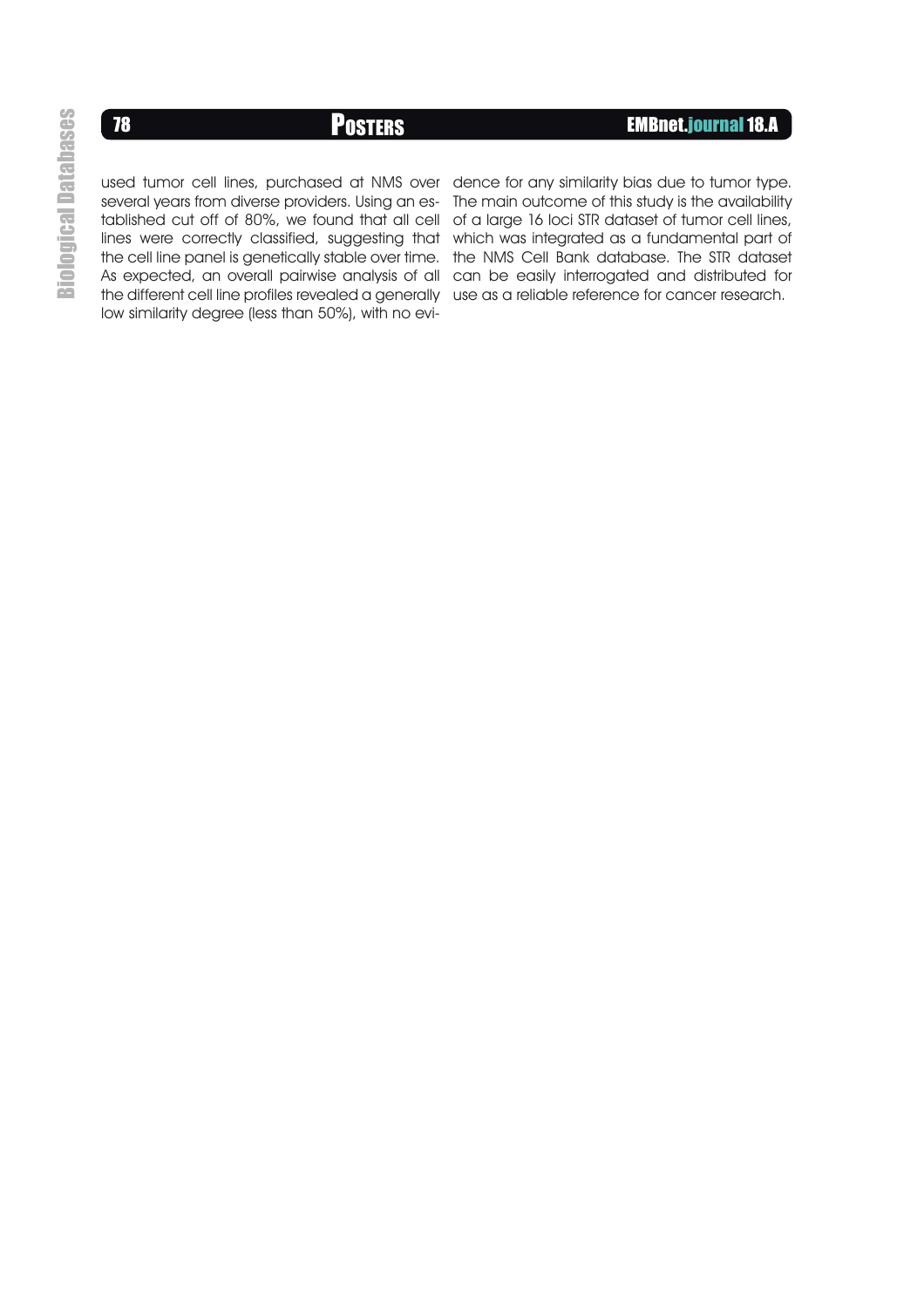used tumor cell lines, purchased at NMS over several years from diverse providers. Using an established cut off of 80%, we found that all cell lines were correctly classified, suggesting that the cell line panel is genetically stable over time. As expected, an overall pairwise analysis of all the different cell line profiles revealed a generally low similarity degree (less than 50%), with no evidence for any similarity bias due to tumor type. The main outcome of this study is the availability of a large 16 loci STR dataset of tumor cell lines, which was integrated as a fundamental part of the NMS Cell Bank database. The STR dataset can be easily interrogated and distributed for use as a reliable reference for cancer research.